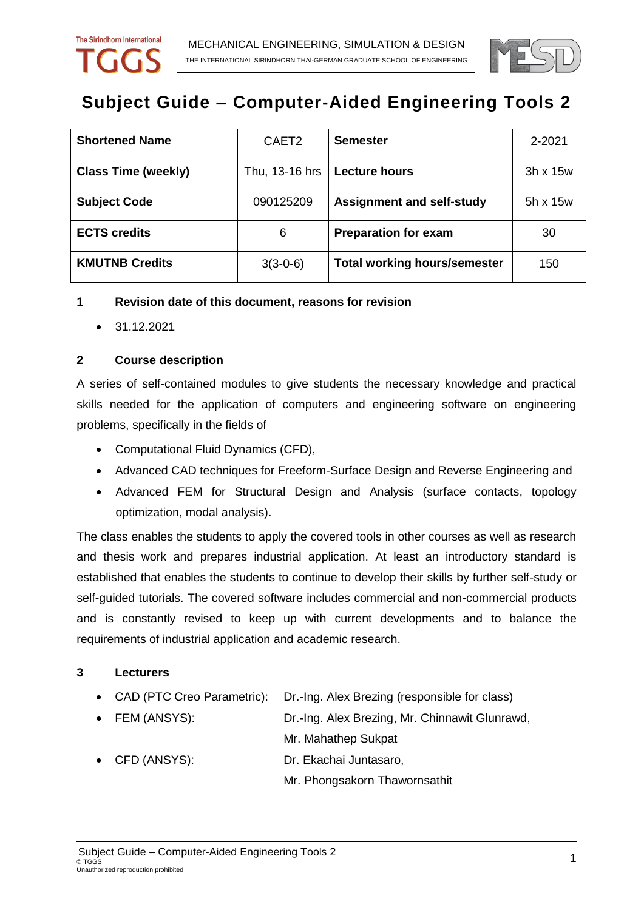# Subject Guide – Computer-Aided Engineering Tools 2

| **Shortened Name** | CAET2 | **Semester** | 2-2021 |
|---|---|---|---|
| **Class Time (weekly)** | Thu, 13-16 hrs | **Lecture hours** | 3h x 15w |
| **Subject Code** | 090125209 | **Assignment and self-study** | 5h x 15w |
| **ECTS credits** | 6 | **Preparation for exam** | 30 |
| **KMUTNB Credits** | 3(3-0-6) | **Total working hours/semester** | 150 |

## 1 Revision date of this document, reasons for revision

- 31.12.2021

## 2 Course description

A series of self-contained modules to give students the necessary knowledge and practical skills needed for the application of computers and engineering software on engineering problems, specifically in the fields of

- Computational Fluid Dynamics (CFD),
- Advanced CAD techniques for Freeform-Surface Design and Reverse Engineering and
- Advanced FEM for Structural Design and Analysis (surface contacts, topology optimization, modal analysis).

The class enables the students to apply the covered tools in other courses as well as research and thesis work and prepares industrial application. At least an introductory standard is established that enables the students to continue to develop their skills by further self-study or self-guided tutorials. The covered software includes commercial and non-commercial products and is constantly revised to keep up with current developments and to balance the requirements of industrial application and academic research.

## 3 Lecturers

- CAD (PTC Creo Parametric): Dr.-Ing. Alex Brezing (responsible for class)
- FEM (ANSYS): Dr.-Ing. Alex Brezing, Mr. Chinnawit Glunrawd, Mr. Mahathep Sukpat
- CFD (ANSYS): Dr. Ekachai Juntasaro, Mr. Phongsakorn Thawornsathit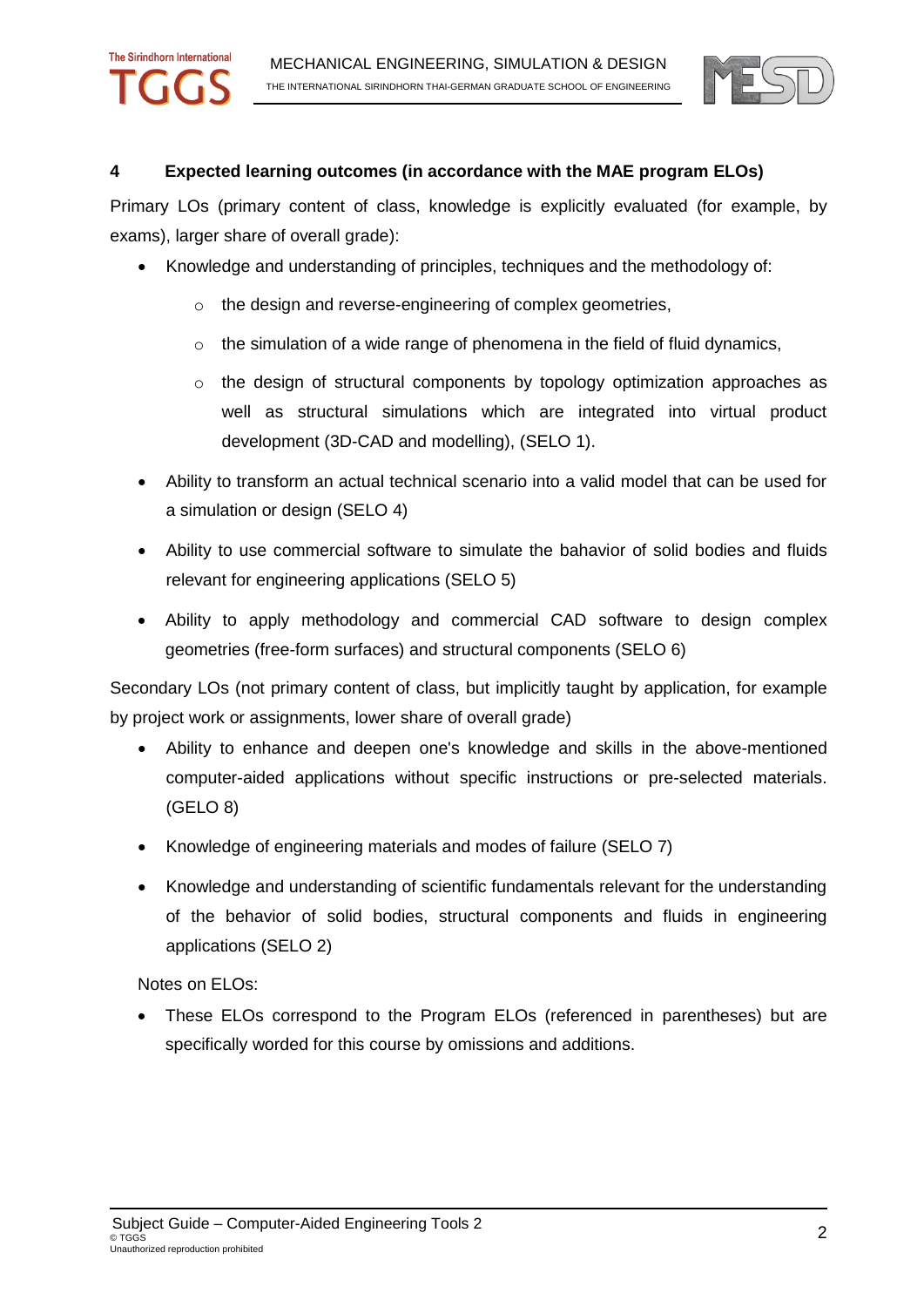## 4 Expected learning outcomes (in accordance with the MAE program ELOs)

Primary LOs (primary content of class, knowledge is explicitly evaluated (for example, by exams), larger share of overall grade):

- Knowledge and understanding of principles, techniques and the methodology of:
  - the design and reverse-engineering of complex geometries,
  - the simulation of a wide range of phenomena in the field of fluid dynamics,
  - the design of structural components by topology optimization approaches as well as structural simulations which are integrated into virtual product development (3D-CAD and modelling), (SELO 1).
- Ability to transform an actual technical scenario into a valid model that can be used for a simulation or design (SELO 4)
- Ability to use commercial software to simulate the bahavior of solid bodies and fluids relevant for engineering applications (SELO 5)
- Ability to apply methodology and commercial CAD software to design complex geometries (free-form surfaces) and structural components (SELO 6)

Secondary LOs (not primary content of class, but implicitly taught by application, for example by project work or assignments, lower share of overall grade)

- Ability to enhance and deepen one's knowledge and skills in the above-mentioned computer-aided applications without specific instructions or pre-selected materials. (GELO 8)
- Knowledge of engineering materials and modes of failure (SELO 7)
- Knowledge and understanding of scientific fundamentals relevant for the understanding of the behavior of solid bodies, structural components and fluids in engineering applications (SELO 2)

Notes on ELOs:

- These ELOs correspond to the Program ELOs (referenced in parentheses) but are specifically worded for this course by omissions and additions.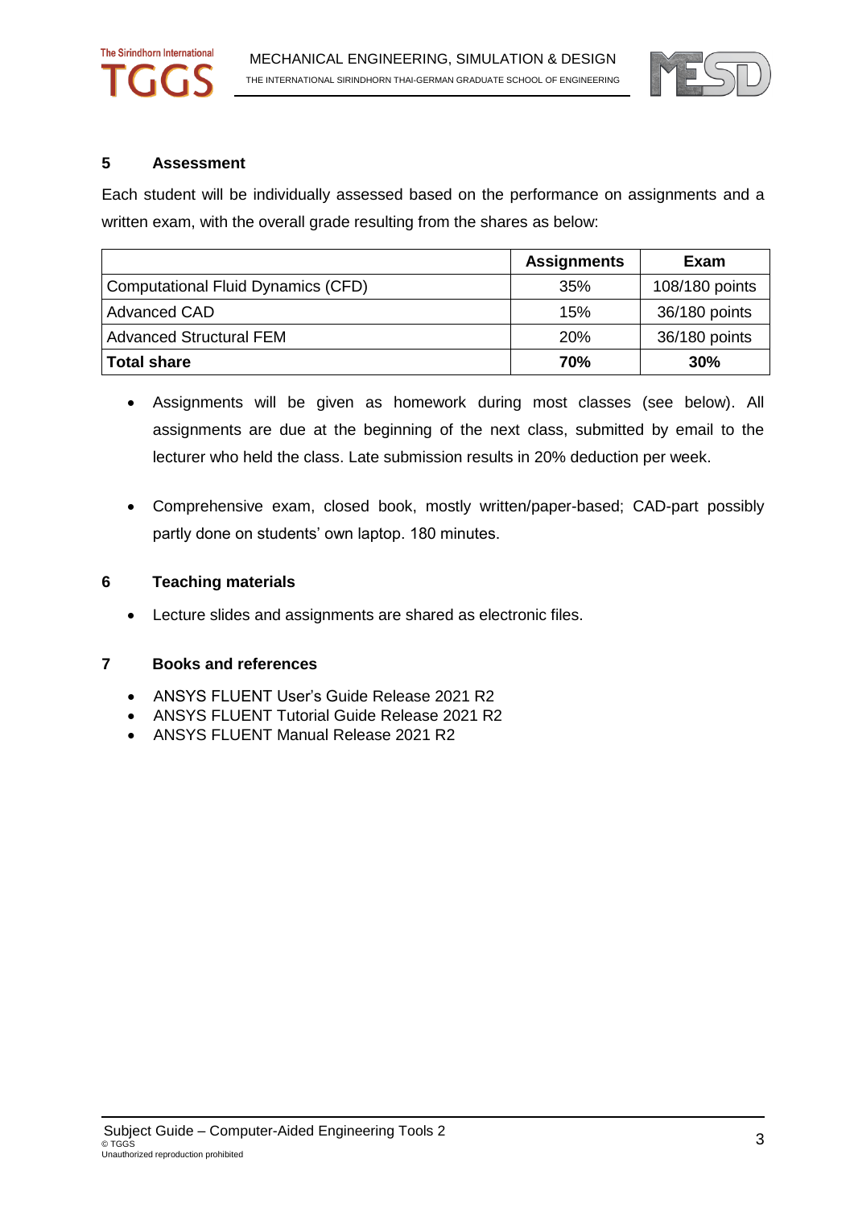## 5 Assessment

Each student will be individually assessed based on the performance on assignments and a written exam, with the overall grade resulting from the shares as below:

| | Assignments | Exam |
|---|---|---|
| Computational Fluid Dynamics (CFD) | 35% | 108/180 points |
| Advanced CAD | 15% | 36/180 points |
| Advanced Structural FEM | 20% | 36/180 points |
| **Total share** | **70%** | **30%** |

- Assignments will be given as homework during most classes (see below). All assignments are due at the beginning of the next class, submitted by email to the lecturer who held the class. Late submission results in 20% deduction per week.

- Comprehensive exam, closed book, mostly written/paper-based; CAD-part possibly partly done on students' own laptop. 180 minutes.

## 6 Teaching materials

- Lecture slides and assignments are shared as electronic files.

## 7 Books and references

- ANSYS FLUENT User's Guide Release 2021 R2
- ANSYS FLUENT Tutorial Guide Release 2021 R2
- ANSYS FLUENT Manual Release 2021 R2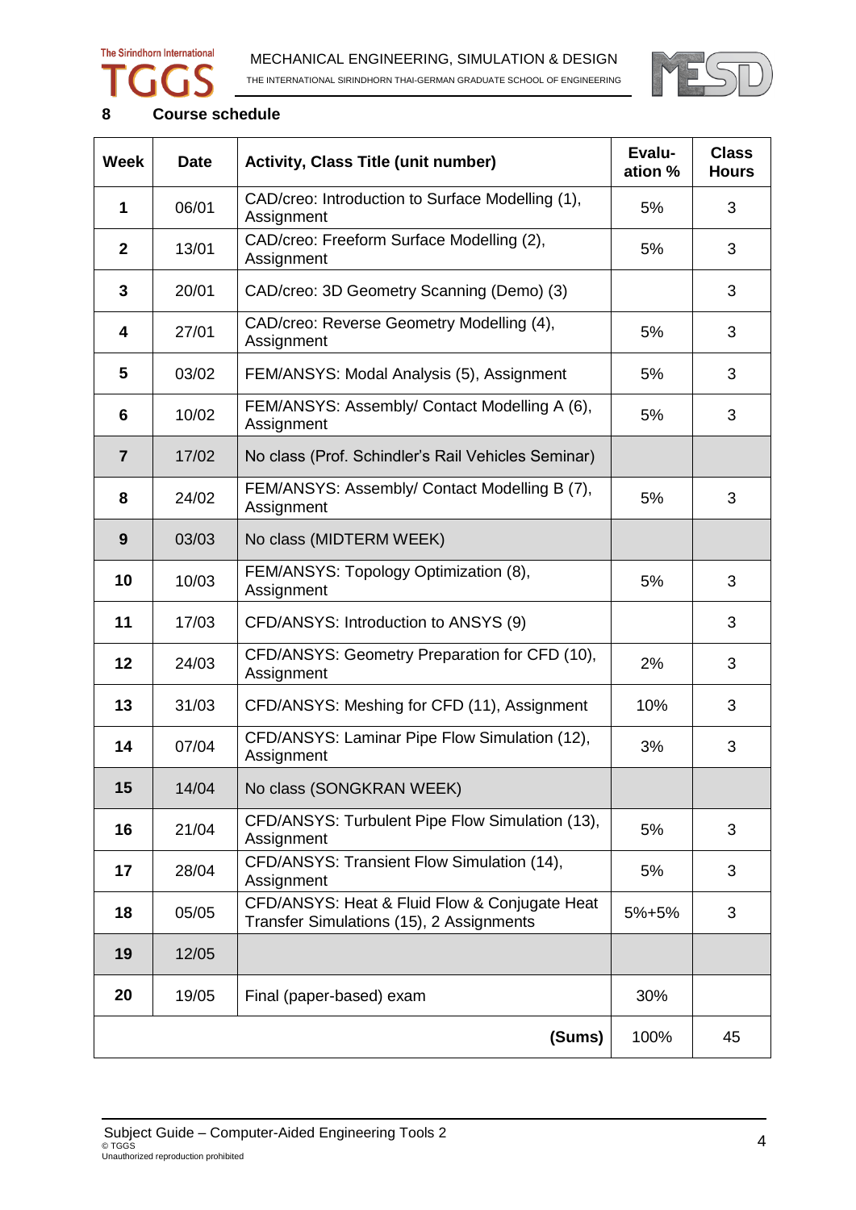## 8 Course schedule

| Week | Date | Activity, Class Title (unit number) | Evalu-ation % | Class Hours |
|---|---|---|---|---|
| **1** | 06/01 | CAD/creo: Introduction to Surface Modelling (1), Assignment | 5% | 3 |
| **2** | 13/01 | CAD/creo: Freeform Surface Modelling (2), Assignment | 5% | 3 |
| **3** | 20/01 | CAD/creo: 3D Geometry Scanning (Demo) (3) | | 3 |
| **4** | 27/01 | CAD/creo: Reverse Geometry Modelling (4), Assignment | 5% | 3 |
| **5** | 03/02 | FEM/ANSYS: Modal Analysis (5), Assignment | 5% | 3 |
| **6** | 10/02 | FEM/ANSYS: Assembly/ Contact Modelling A (6), Assignment | 5% | 3 |
| **7** | 17/02 | No class (Prof. Schindler's Rail Vehicles Seminar) | | |
| **8** | 24/02 | FEM/ANSYS: Assembly/ Contact Modelling B (7), Assignment | 5% | 3 |
| **9** | 03/03 | No class (MIDTERM WEEK) | | |
| **10** | 10/03 | FEM/ANSYS: Topology Optimization (8), Assignment | 5% | 3 |
| **11** | 17/03 | CFD/ANSYS: Introduction to ANSYS (9) | | 3 |
| **12** | 24/03 | CFD/ANSYS: Geometry Preparation for CFD (10), Assignment | 2% | 3 |
| **13** | 31/03 | CFD/ANSYS: Meshing for CFD (11), Assignment | 10% | 3 |
| **14** | 07/04 | CFD/ANSYS: Laminar Pipe Flow Simulation (12), Assignment | 3% | 3 |
| **15** | 14/04 | No class (SONGKRAN WEEK) | | |
| **16** | 21/04 | CFD/ANSYS: Turbulent Pipe Flow Simulation (13), Assignment | 5% | 3 |
| **17** | 28/04 | CFD/ANSYS: Transient Flow Simulation (14), Assignment | 5% | 3 |
| **18** | 05/05 | CFD/ANSYS: Heat & Fluid Flow & Conjugate Heat Transfer Simulations (15), 2 Assignments | 5%+5% | 3 |
| **19** | 12/05 | | | |
| **20** | 19/05 | Final (paper-based) exam | 30% | |
| | | **(Sums)** | 100% | 45 |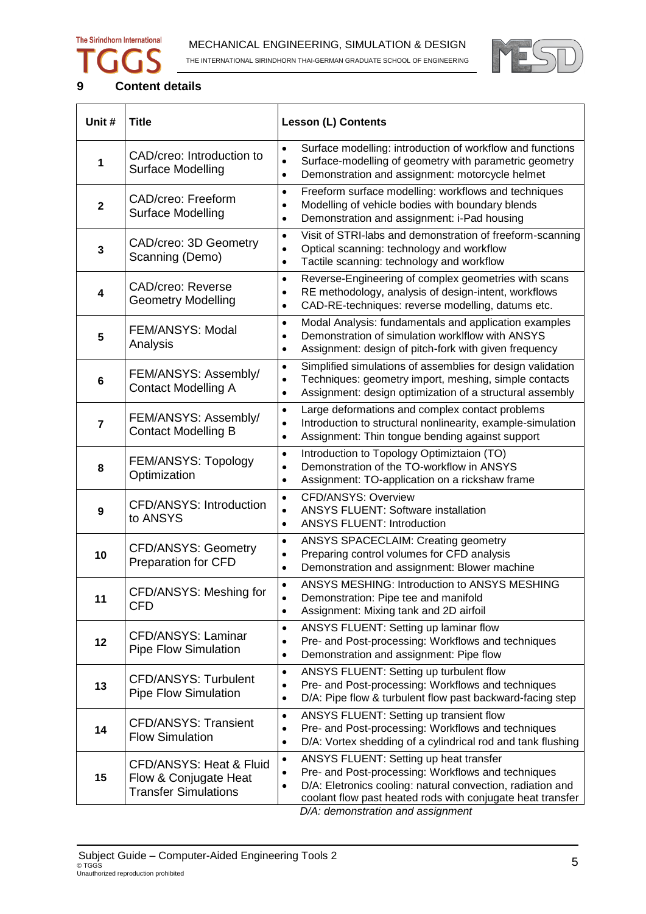## 9 Content details

| Unit # | Title | Lesson (L) Contents |
|---|---|---|
| 1 | CAD/creo: Introduction to Surface Modelling | • Surface modelling: introduction of workflow and functions<br>• Surface-modelling of geometry with parametric geometry<br>• Demonstration and assignment: motorcycle helmet |
| 2 | CAD/creo: Freeform Surface Modelling | • Freeform surface modelling: workflows and techniques<br>• Modelling of vehicle bodies with boundary blends<br>• Demonstration and assignment: i-Pad housing |
| 3 | CAD/creo: 3D Geometry Scanning (Demo) | • Visit of STRI-labs and demonstration of freeform-scanning<br>• Optical scanning: technology and workflow<br>• Tactile scanning: technology and workflow |
| 4 | CAD/creo: Reverse Geometry Modelling | • Reverse-Engineering of complex geometries with scans<br>• RE methodology, analysis of design-intent, workflows<br>• CAD-RE-techniques: reverse modelling, datums etc. |
| 5 | FEM/ANSYS: Modal Analysis | • Modal Analysis: fundamentals and application examples<br>• Demonstration of simulation worklflow with ANSYS<br>• Assignment: design of pitch-fork with given frequency |
| 6 | FEM/ANSYS: Assembly/ Contact Modelling A | • Simplified simulations of assemblies for design validation<br>• Techniques: geometry import, meshing, simple contacts<br>• Assignment: design optimization of a structural assembly |
| 7 | FEM/ANSYS: Assembly/ Contact Modelling B | • Large deformations and complex contact problems<br>• Introduction to structural nonlinearity, example-simulation<br>• Assignment: Thin tongue bending against support |
| 8 | FEM/ANSYS: Topology Optimization | • Introduction to Topology Optimiztaion (TO)<br>• Demonstration of the TO-workflow in ANSYS<br>• Assignment: TO-application on a rickshaw frame |
| 9 | CFD/ANSYS: Introduction to ANSYS | • CFD/ANSYS: Overview<br>• ANSYS FLUENT: Software installation<br>• ANSYS FLUENT: Introduction |
| 10 | CFD/ANSYS: Geometry Preparation for CFD | • ANSYS SPACECLAIM: Creating geometry<br>• Preparing control volumes for CFD analysis<br>• Demonstration and assignment: Blower machine |
| 11 | CFD/ANSYS: Meshing for CFD | • ANSYS MESHING: Introduction to ANSYS MESHING<br>• Demonstration: Pipe tee and manifold<br>• Assignment: Mixing tank and 2D airfoil |
| 12 | CFD/ANSYS: Laminar Pipe Flow Simulation | • ANSYS FLUENT: Setting up laminar flow<br>• Pre- and Post-processing: Workflows and techniques<br>• Demonstration and assignment: Pipe flow |
| 13 | CFD/ANSYS: Turbulent Pipe Flow Simulation | • ANSYS FLUENT: Setting up turbulent flow<br>• Pre- and Post-processing: Workflows and techniques<br>• D/A: Pipe flow & turbulent flow past backward-facing step |
| 14 | CFD/ANSYS: Transient Flow Simulation | • ANSYS FLUENT: Setting up transient flow<br>• Pre- and Post-processing: Workflows and techniques<br>• D/A: Vortex shedding of a cylindrical rod and tank flushing |
| 15 | CFD/ANSYS: Heat & Fluid Flow & Conjugate Heat Transfer Simulations | • ANSYS FLUENT: Setting up heat transfer<br>• Pre- and Post-processing: Workflows and techniques<br>• D/A: Eletronics cooling: natural convection, radiation and coolant flow past heated rods with conjugate heat transfer |

*D/A: demonstration and assignment*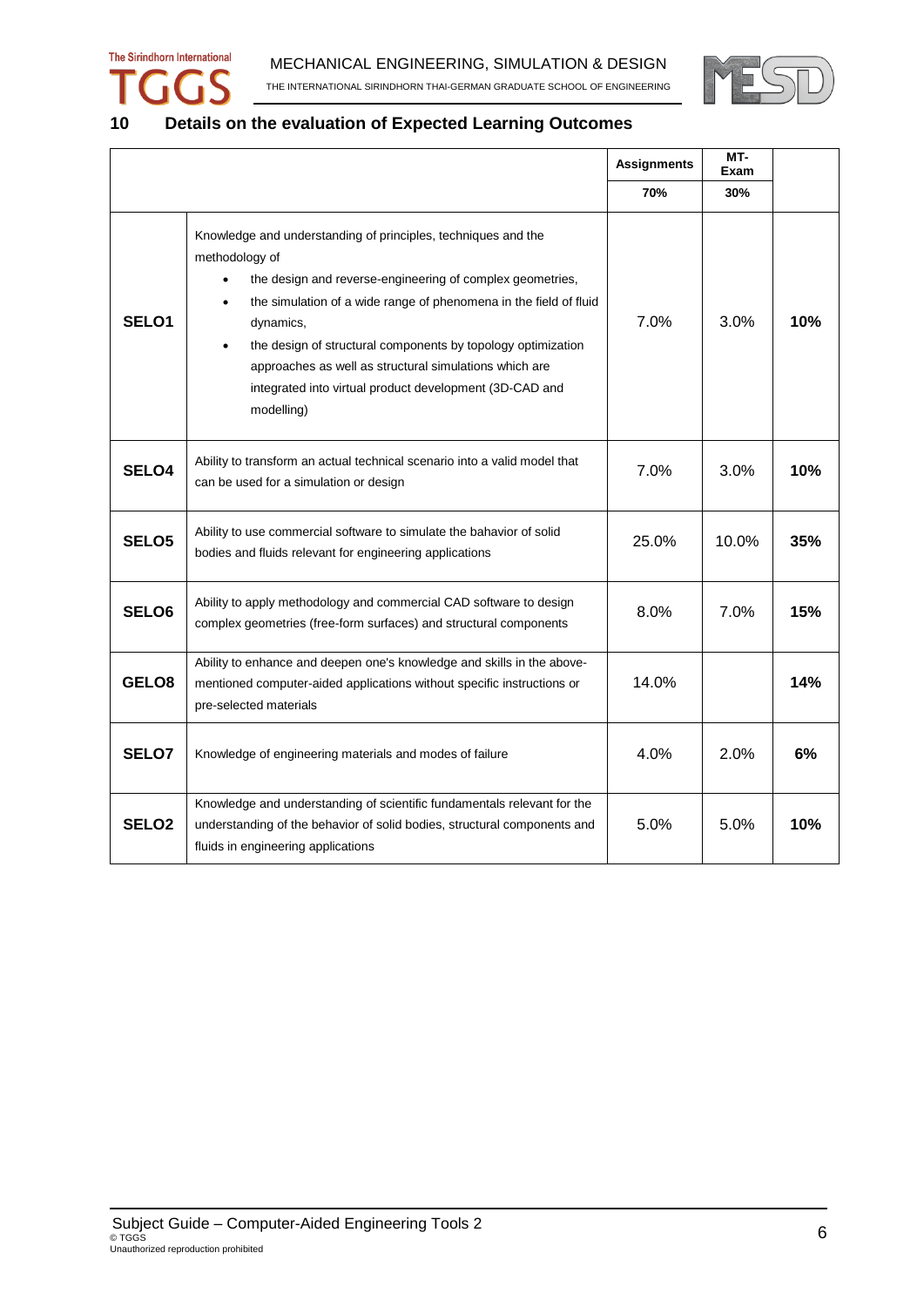## 10 Details on the evaluation of Expected Learning Outcomes

| | | Assignments | MT-Exam | |
|---|---|---|---|---|
| | | 70% | 30% | |
| SELO1 | Knowledge and understanding of principles, techniques and the methodology of<br>• the design and reverse-engineering of complex geometries,<br>• the simulation of a wide range of phenomena in the field of fluid dynamics,<br>• the design of structural components by topology optimization approaches as well as structural simulations which are integrated into virtual product development (3D-CAD and modelling) | 7.0% | 3.0% | **10%** |
| SELO4 | Ability to transform an actual technical scenario into a valid model that can be used for a simulation or design | 7.0% | 3.0% | **10%** |
| SELO5 | Ability to use commercial software to simulate the bahavior of solid bodies and fluids relevant for engineering applications | 25.0% | 10.0% | **35%** |
| SELO6 | Ability to apply methodology and commercial CAD software to design complex geometries (free-form surfaces) and structural components | 8.0% | 7.0% | **15%** |
| GELO8 | Ability to enhance and deepen one's knowledge and skills in the above-mentioned computer-aided applications without specific instructions or pre-selected materials | 14.0% | | **14%** |
| SELO7 | Knowledge of engineering materials and modes of failure | 4.0% | 2.0% | **6%** |
| SELO2 | Knowledge and understanding of scientific fundamentals relevant for the understanding of the behavior of solid bodies, structural components and fluids in engineering applications | 5.0% | 5.0% | **10%** |